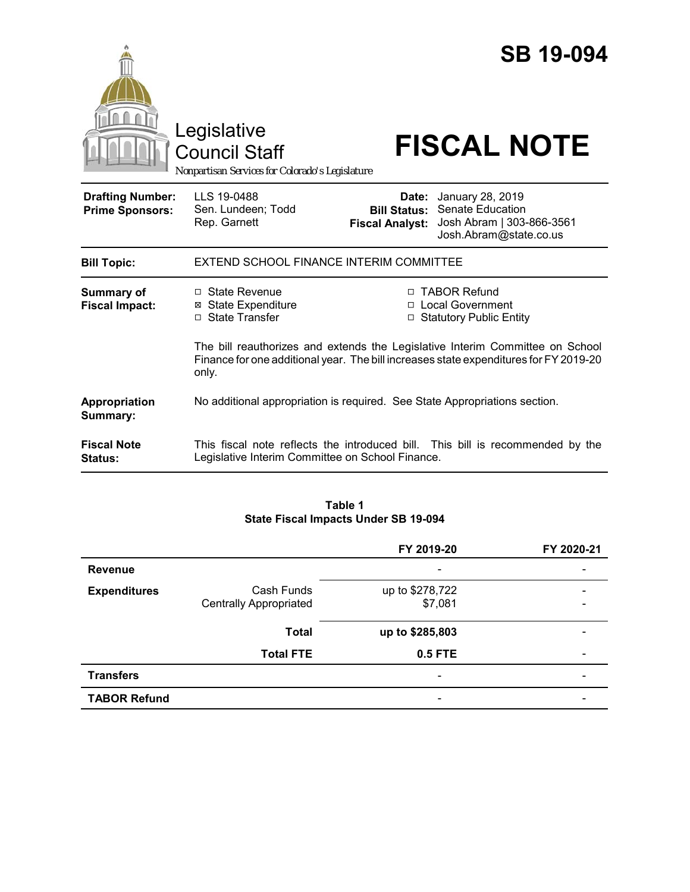# SB 19-094

Legislative Council Staff

*Nonpartisan Services for Colorado's Legislature*

# FISCAL NOTE

| | | | |
|---|---|---|---|
| **Drafting Number:** | LLS 19-0488 | **Date:** | January 28, 2019 |
| **Prime Sponsors:** | Sen. Lundeen; Todd<br>Rep. Garnett | **Bill Status:** | Senate Education |
| | | **Fiscal Analyst:** | Josh Abram \| 303-866-3561<br>Josh.Abram@state.co.us |

| | |
|---|---|
| **Bill Topic:** | EXTEND SCHOOL FINANCE INTERIM COMMITTEE |

**Summary of Fiscal Impact:**

- ☐ State Revenue
- ☒ State Expenditure
- ☐ State Transfer
- ☐ TABOR Refund
- ☐ Local Government
- ☐ Statutory Public Entity

The bill reauthorizes and extends the Legislative Interim Committee on School Finance for one additional year. The bill increases state expenditures for FY 2019-20 only.

**Appropriation Summary:** No additional appropriation is required. See State Appropriations section.

**Fiscal Note Status:** This fiscal note reflects the introduced bill. This bill is recommended by the Legislative Interim Committee on School Finance.

**Table 1**
**State Fiscal Impacts Under SB 19-094**

| | | FY 2019-20 | FY 2020-21 |
|---|---|---|---|
| **Revenue** | | - | - |
| **Expenditures** | Cash Funds | up to $278,722 | - |
| | Centrally Appropriated | $7,081 | - |
| | **Total** | **up to $285,803** | - |
| | **Total FTE** | **0.5 FTE** | - |
| **Transfers** | | - | - |
| **TABOR Refund** | | - | - |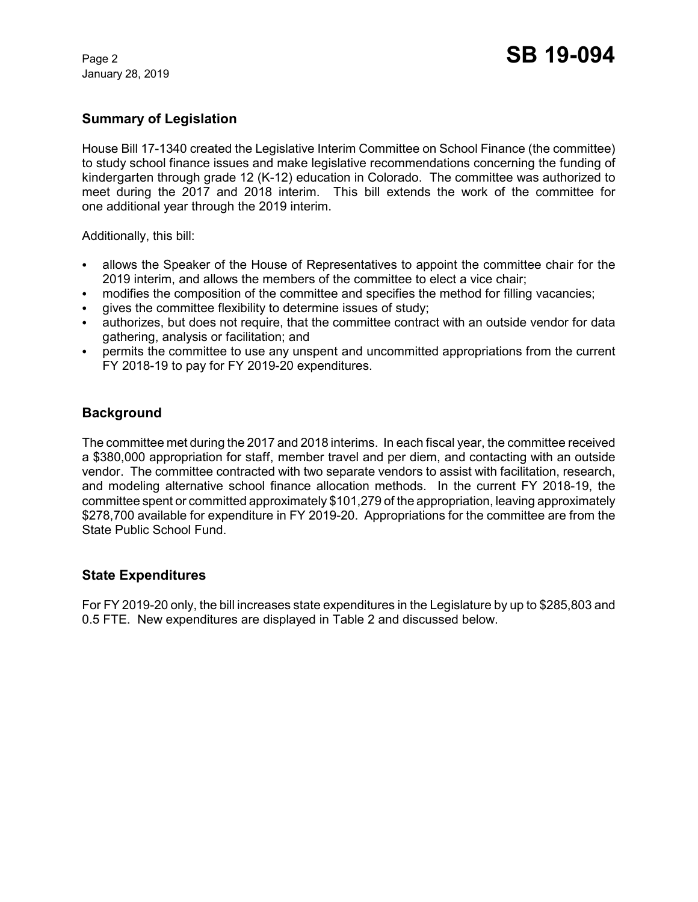## Summary of Legislation

House Bill 17-1340 created the Legislative Interim Committee on School Finance (the committee) to study school finance issues and make legislative recommendations concerning the funding of kindergarten through grade 12 (K-12) education in Colorado. The committee was authorized to meet during the 2017 and 2018 interim. This bill extends the work of the committee for one additional year through the 2019 interim.

Additionally, this bill:

- allows the Speaker of the House of Representatives to appoint the committee chair for the 2019 interim, and allows the members of the committee to elect a vice chair;
- modifies the composition of the committee and specifies the method for filling vacancies;
- gives the committee flexibility to determine issues of study;
- authorizes, but does not require, that the committee contract with an outside vendor for data gathering, analysis or facilitation; and
- permits the committee to use any unspent and uncommitted appropriations from the current FY 2018-19 to pay for FY 2019-20 expenditures.

## Background

The committee met during the 2017 and 2018 interims. In each fiscal year, the committee received a $380,000 appropriation for staff, member travel and per diem, and contacting with an outside vendor. The committee contracted with two separate vendors to assist with facilitation, research, and modeling alternative school finance allocation methods. In the current FY 2018-19, the committee spent or committed approximately $101,279 of the appropriation, leaving approximately $278,700 available for expenditure in FY 2019-20. Appropriations for the committee are from the State Public School Fund.

## State Expenditures

For FY 2019-20 only, the bill increases state expenditures in the Legislature by up to $285,803 and 0.5 FTE. New expenditures are displayed in Table 2 and discussed below.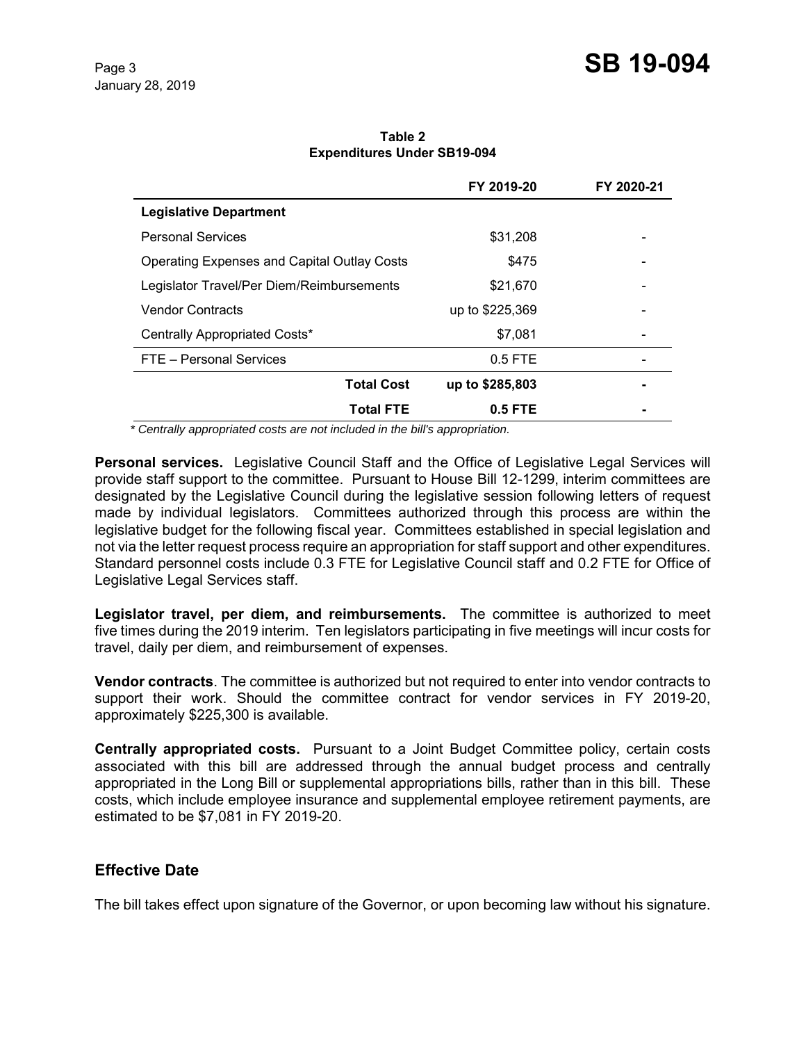**Table 2**
**Expenditures Under SB19-094**

| | FY 2019-20 | FY 2020-21 |
|---|---|---|
| **Legislative Department** | | |
| Personal Services | $31,208 | - |
| Operating Expenses and Capital Outlay Costs | $475 | - |
| Legislator Travel/Per Diem/Reimbursements | $21,670 | - |
| Vendor Contracts | up to $225,369 | - |
| Centrally Appropriated Costs* | $7,081 | - |
| FTE – Personal Services | 0.5 FTE | - |
| **Total Cost** | **up to $285,803** | **-** |
| **Total FTE** | **0.5 FTE** | **-** |

*\* Centrally appropriated costs are not included in the bill's appropriation.*

**Personal services.** Legislative Council Staff and the Office of Legislative Legal Services will provide staff support to the committee. Pursuant to House Bill 12-1299, interim committees are designated by the Legislative Council during the legislative session following letters of request made by individual legislators. Committees authorized through this process are within the legislative budget for the following fiscal year. Committees established in special legislation and not via the letter request process require an appropriation for staff support and other expenditures. Standard personnel costs include 0.3 FTE for Legislative Council staff and 0.2 FTE for Office of Legislative Legal Services staff.

**Legislator travel, per diem, and reimbursements.** The committee is authorized to meet five times during the 2019 interim. Ten legislators participating in five meetings will incur costs for travel, daily per diem, and reimbursement of expenses.

**Vendor contracts**. The committee is authorized but not required to enter into vendor contracts to support their work. Should the committee contract for vendor services in FY 2019-20, approximately $225,300 is available.

**Centrally appropriated costs.** Pursuant to a Joint Budget Committee policy, certain costs associated with this bill are addressed through the annual budget process and centrally appropriated in the Long Bill or supplemental appropriations bills, rather than in this bill. These costs, which include employee insurance and supplemental employee retirement payments, are estimated to be $7,081 in FY 2019-20.

## Effective Date

The bill takes effect upon signature of the Governor, or upon becoming law without his signature.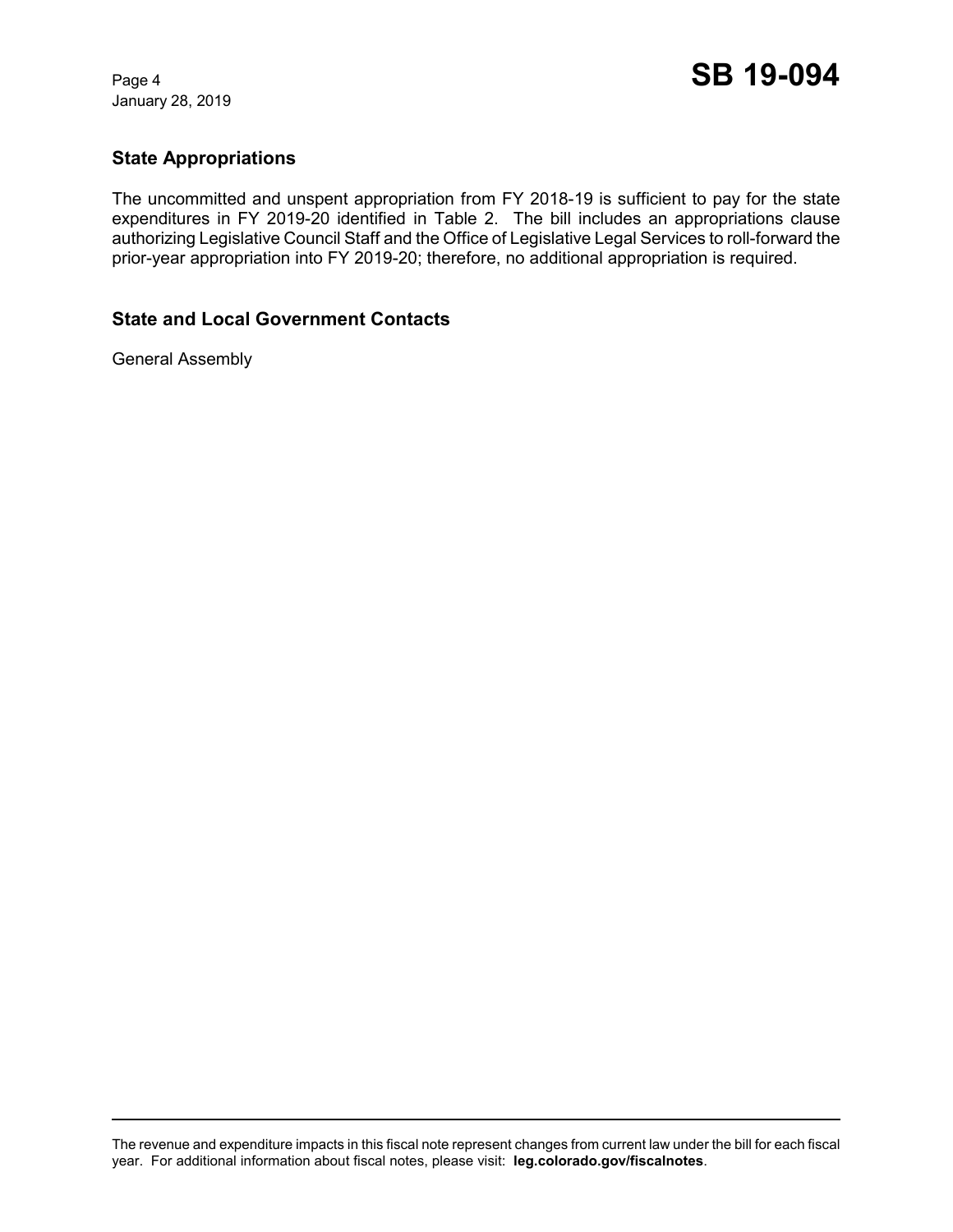## State Appropriations

The uncommitted and unspent appropriation from FY 2018-19 is sufficient to pay for the state expenditures in FY 2019-20 identified in Table 2. The bill includes an appropriations clause authorizing Legislative Council Staff and the Office of Legislative Legal Services to roll-forward the prior-year appropriation into FY 2019-20; therefore, no additional appropriation is required.

## State and Local Government Contacts

General Assembly

The revenue and expenditure impacts in this fiscal note represent changes from current law under the bill for each fiscal year. For additional information about fiscal notes, please visit: **leg.colorado.gov/fiscalnotes**.